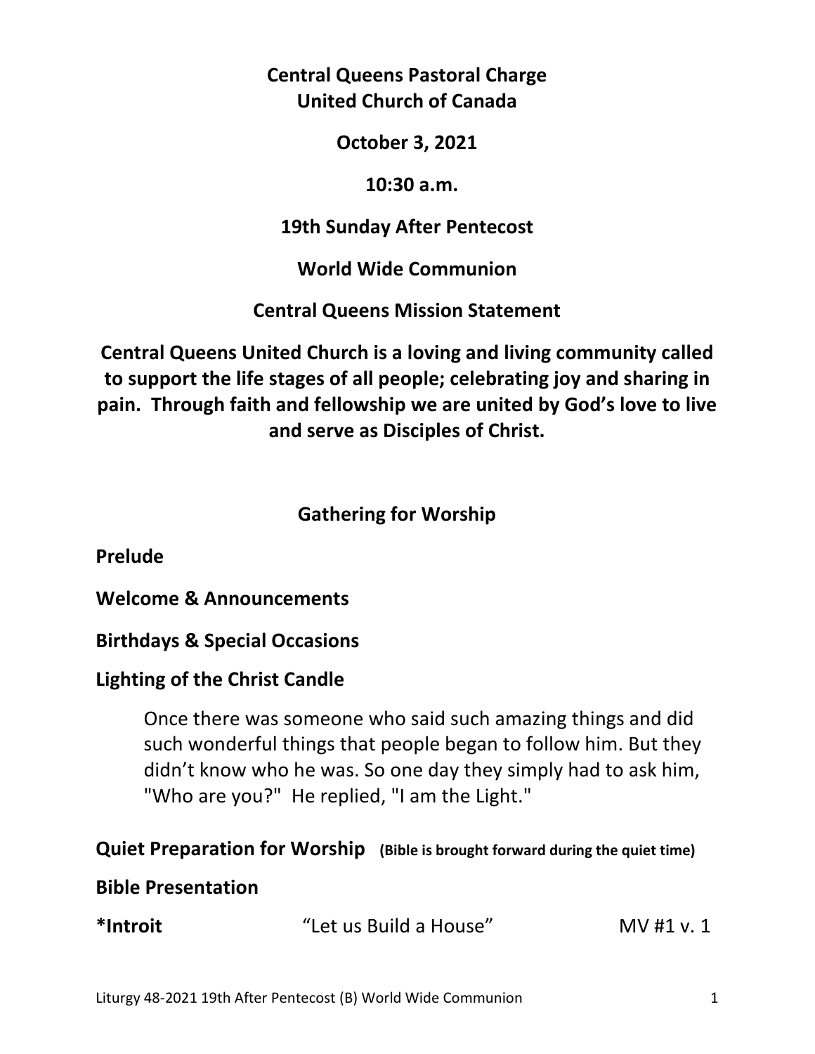**Central Queens Pastoral Charge**
**United Church of Canada**

**October 3, 2021**

**10:30 a.m.**

**19th Sunday After Pentecost**

**World Wide Communion**

**Central Queens Mission Statement**

**Central Queens United Church is a loving and living community called to support the life stages of all people; celebrating joy and sharing in pain. Through faith and fellowship we are united by God's love to live and serve as Disciples of Christ.**

## Gathering for Worship

**Prelude**

**Welcome & Announcements**

**Birthdays & Special Occasions**

**Lighting of the Christ Candle**

> Once there was someone who said such amazing things and did such wonderful things that people began to follow him. But they didn't know who he was. So one day they simply had to ask him, "Who are you?" He replied, "I am the Light."

**Quiet Preparation for Worship** **(Bible is brought forward during the quiet time)**

**Bible Presentation**

***Introit** "Let us Build a House" MV #1 v. 1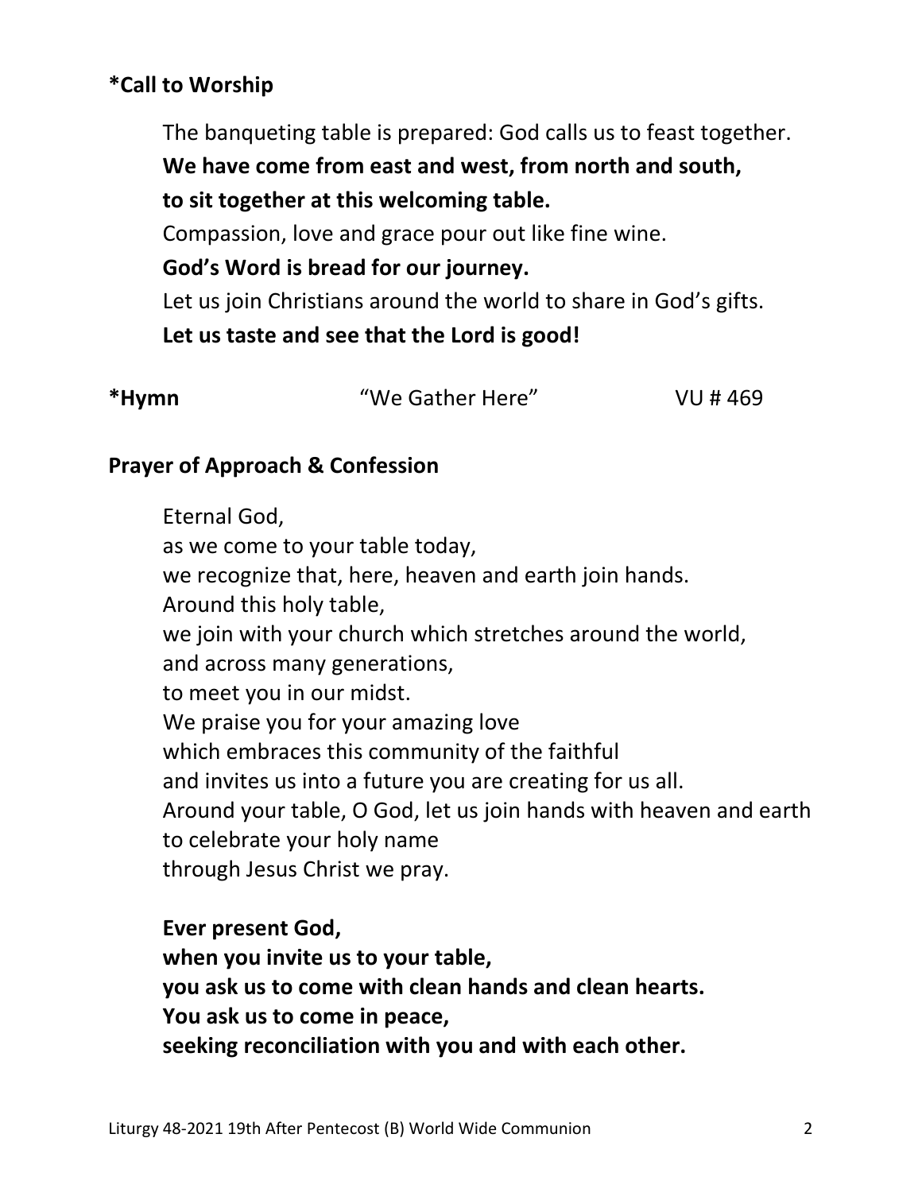**\*Call to Worship**

The banqueting table is prepared: God calls us to feast together.
**We have come from east and west, from north and south,**
**to sit together at this welcoming table.**
Compassion, love and grace pour out like fine wine.
**God's Word is bread for our journey.**
Let us join Christians around the world to share in God's gifts.
**Let us taste and see that the Lord is good!**

**\*Hymn** "We Gather Here" VU # 469

**Prayer of Approach & Confession**

Eternal God,
as we come to your table today,
we recognize that, here, heaven and earth join hands.
Around this holy table,
we join with your church which stretches around the world,
and across many generations,
to meet you in our midst.
We praise you for your amazing love
which embraces this community of the faithful
and invites us into a future you are creating for us all.
Around your table, O God, let us join hands with heaven and earth
to celebrate your holy name
through Jesus Christ we pray.

**Ever present God,**
**when you invite us to your table,**
**you ask us to come with clean hands and clean hearts.**
**You ask us to come in peace,**
**seeking reconciliation with you and with each other.**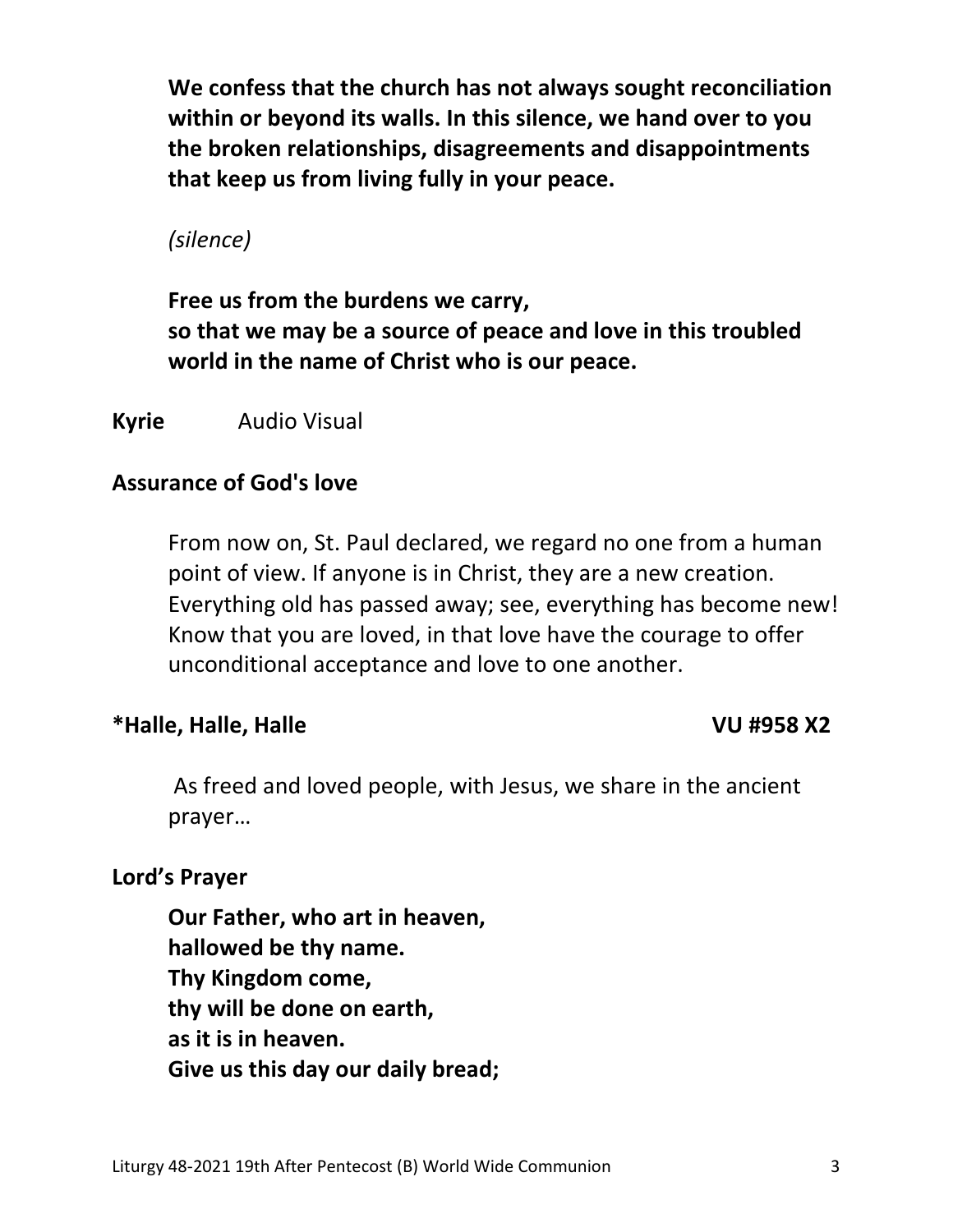**We confess that the church has not always sought reconciliation within or beyond its walls. In this silence, we hand over to you the broken relationships, disagreements and disappointments that keep us from living fully in your peace.**

*(silence)*

**Free us from the burdens we carry,**
**so that we may be a source of peace and love in this troubled world in the name of Christ who is our peace.**

**Kyrie** Audio Visual

**Assurance of God's love**

From now on, St. Paul declared, we regard no one from a human point of view. If anyone is in Christ, they are a new creation. Everything old has passed away; see, everything has become new! Know that you are loved, in that love have the courage to offer unconditional acceptance and love to one another.

**\*Halle, Halle, Halle VU #958 X2**

As freed and loved people, with Jesus, we share in the ancient prayer…

**Lord's Prayer**

**Our Father, who art in heaven,**
**hallowed be thy name.**
**Thy Kingdom come,**
**thy will be done on earth,**
**as it is in heaven.**
**Give us this day our daily bread;**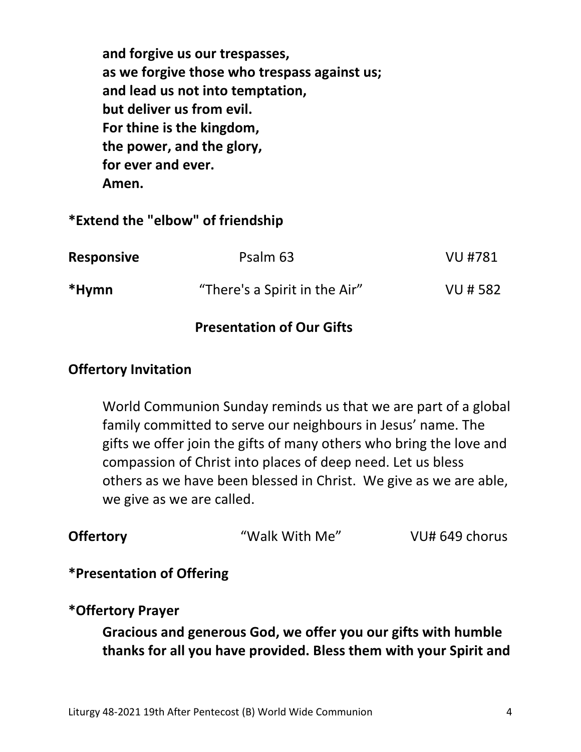**and forgive us our trespasses,**
**as we forgive those who trespass against us;**
**and lead us not into temptation,**
**but deliver us from evil.**
**For thine is the kingdom,**
**the power, and the glory,**
**for ever and ever.**
**Amen.**

**\*Extend the "elbow" of friendship**

| | | |
|---|---|---|
| **Responsive** | Psalm 63 | VU #781 |
| **\*Hymn** | "There's a Spirit in the Air" | VU # 582 |

## Presentation of Our Gifts

**Offertory Invitation**

World Communion Sunday reminds us that we are part of a global family committed to serve our neighbours in Jesus' name. The gifts we offer join the gifts of many others who bring the love and compassion of Christ into places of deep need. Let us bless others as we have been blessed in Christ. We give as we are able, we give as we are called.

| | | |
|---|---|---|
| **Offertory** | "Walk With Me" | VU# 649 chorus |

**\*Presentation of Offering**

**\*Offertory Prayer**

**Gracious and generous God, we offer you our gifts with humble thanks for all you have provided. Bless them with your Spirit and**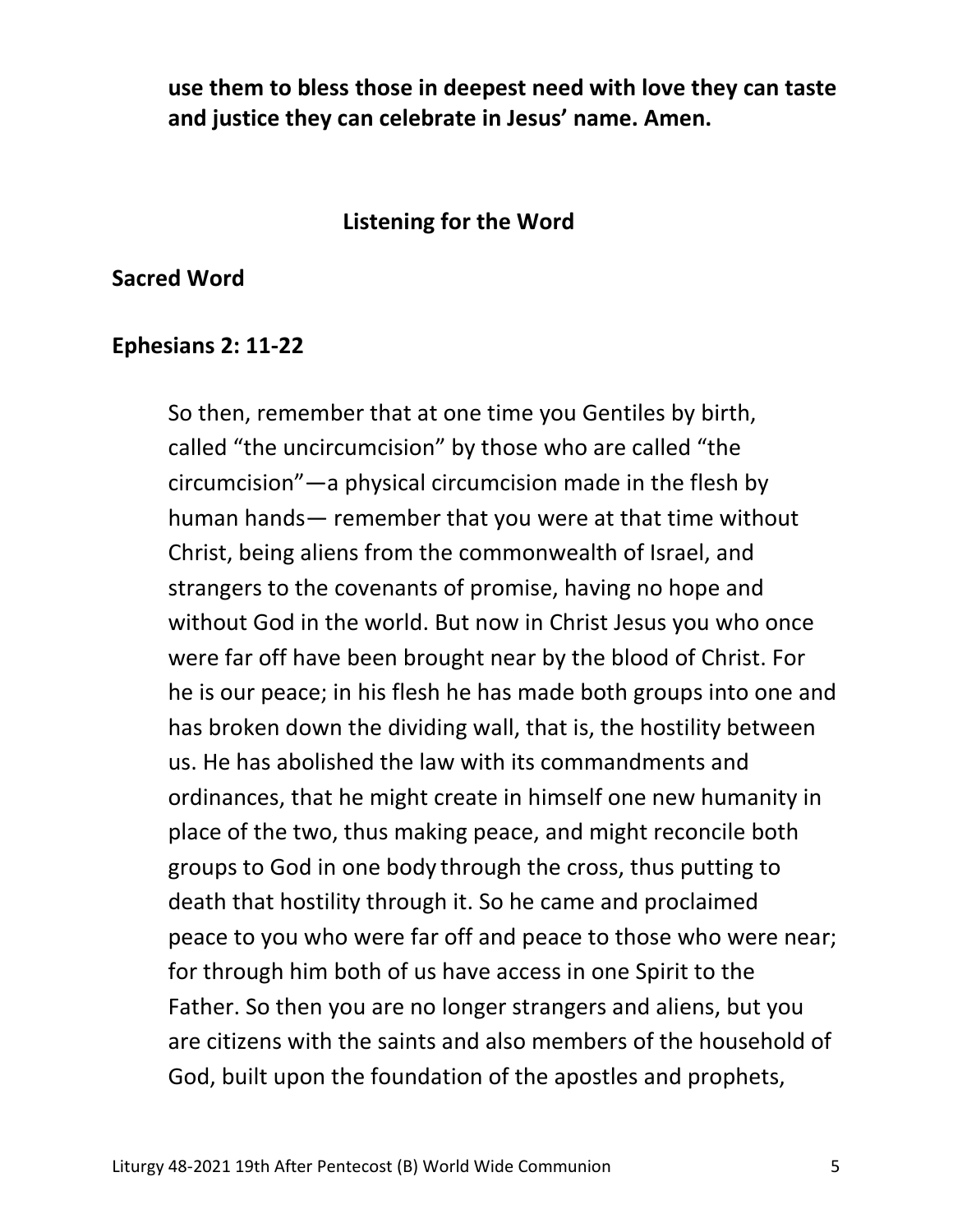**use them to bless those in deepest need with love they can taste and justice they can celebrate in Jesus' name. Amen.**

## Listening for the Word

**Sacred Word**

**Ephesians 2: 11-22**

So then, remember that at one time you Gentiles by birth, called "the uncircumcision" by those who are called "the circumcision"—a physical circumcision made in the flesh by human hands— remember that you were at that time without Christ, being aliens from the commonwealth of Israel, and strangers to the covenants of promise, having no hope and without God in the world. But now in Christ Jesus you who once were far off have been brought near by the blood of Christ. For he is our peace; in his flesh he has made both groups into one and has broken down the dividing wall, that is, the hostility between us. He has abolished the law with its commandments and ordinances, that he might create in himself one new humanity in place of the two, thus making peace, and might reconcile both groups to God in one body through the cross, thus putting to death that hostility through it. So he came and proclaimed peace to you who were far off and peace to those who were near; for through him both of us have access in one Spirit to the Father. So then you are no longer strangers and aliens, but you are citizens with the saints and also members of the household of God, built upon the foundation of the apostles and prophets,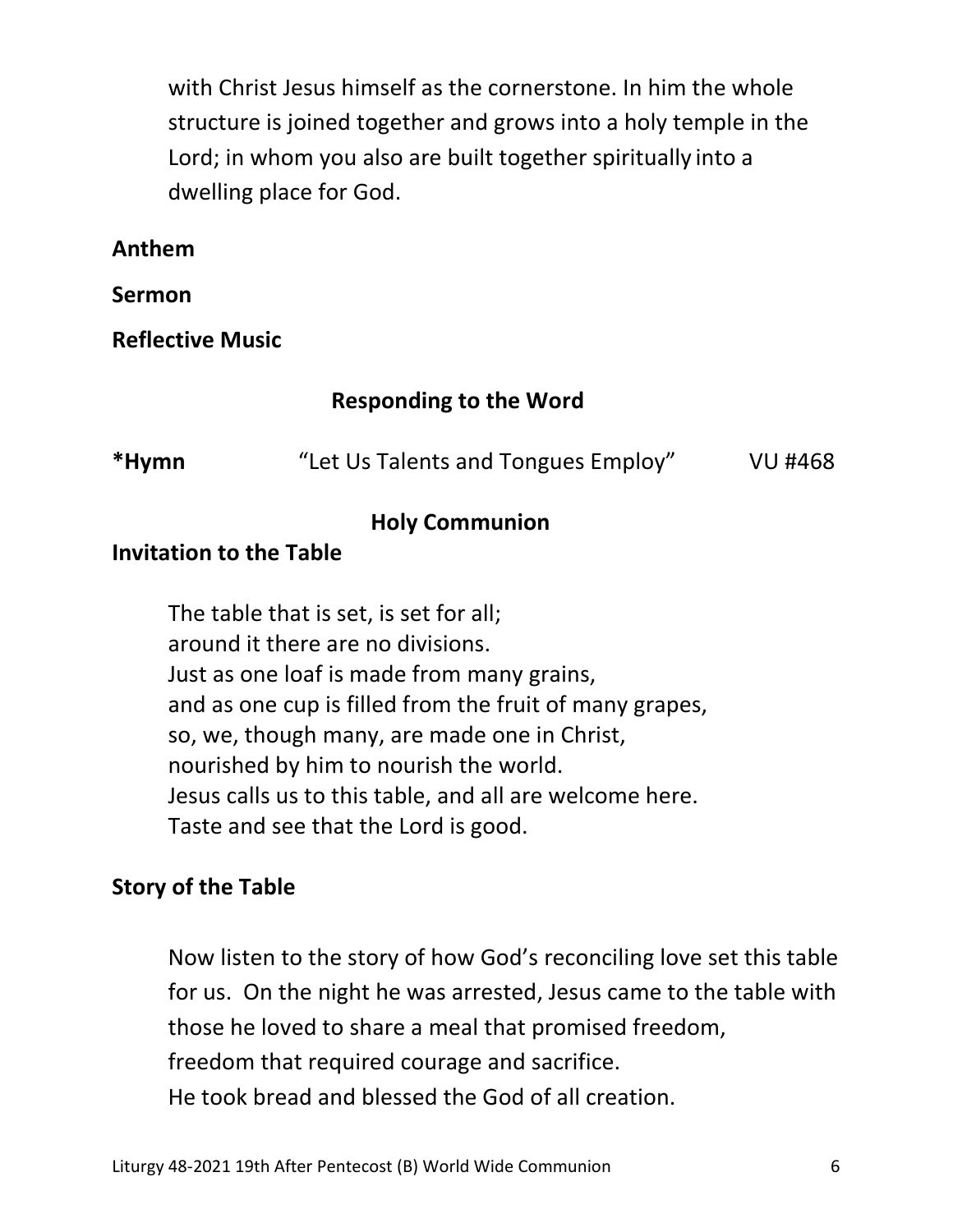with Christ Jesus himself as the cornerstone. In him the whole structure is joined together and grows into a holy temple in the Lord; in whom you also are built together spiritually into a dwelling place for God.

**Anthem**

**Sermon**

**Reflective Music**

## Responding to the Word

**\*Hymn** "Let Us Talents and Tongues Employ" VU #468

## Holy Communion

**Invitation to the Table**

The table that is set, is set for all;
around it there are no divisions.
Just as one loaf is made from many grains,
and as one cup is filled from the fruit of many grapes,
so, we, though many, are made one in Christ,
nourished by him to nourish the world.
Jesus calls us to this table, and all are welcome here.
Taste and see that the Lord is good.

**Story of the Table**

Now listen to the story of how God's reconciling love set this table for us. On the night he was arrested, Jesus came to the table with those he loved to share a meal that promised freedom,
freedom that required courage and sacrifice.
He took bread and blessed the God of all creation.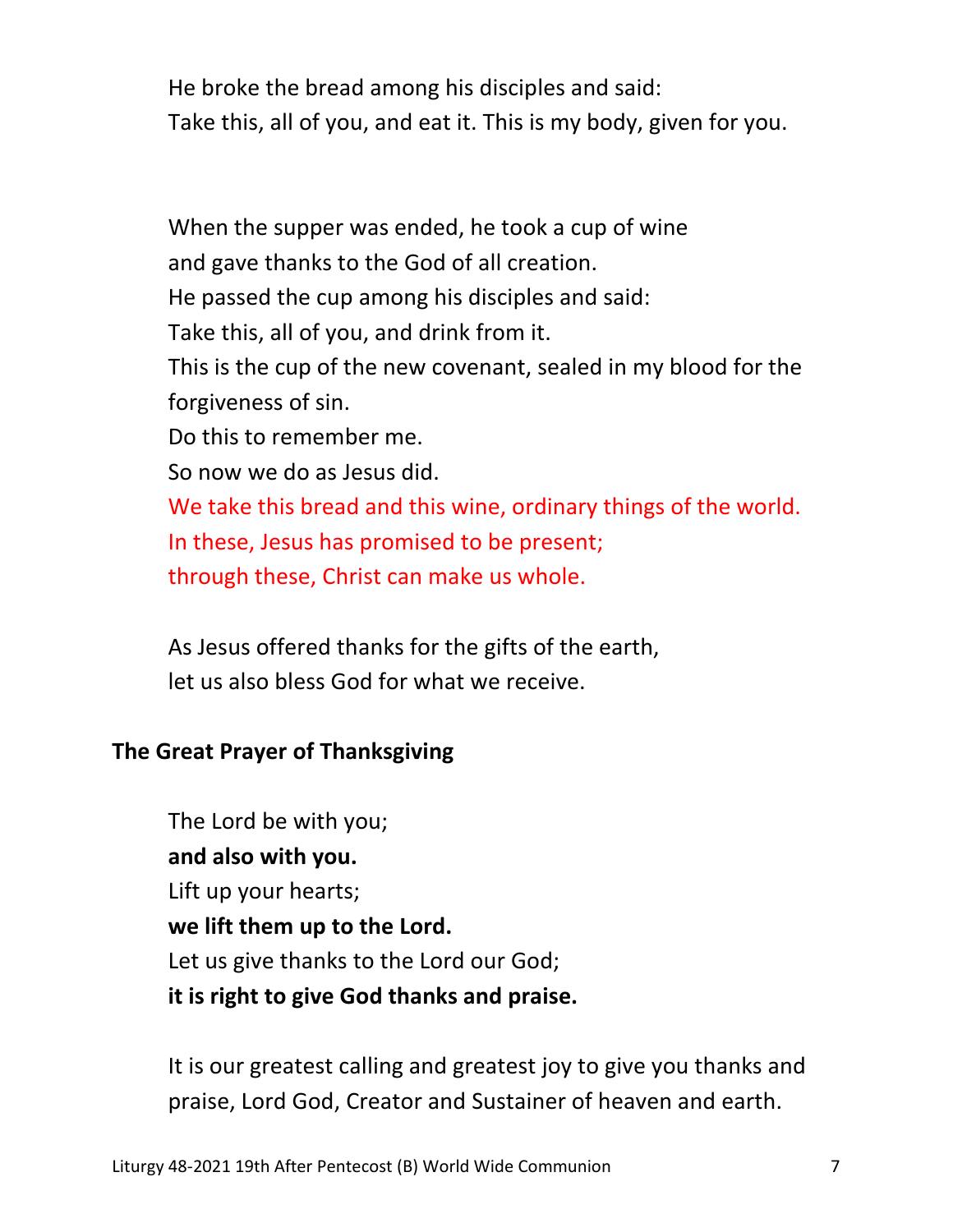He broke the bread among his disciples and said:
Take this, all of you, and eat it. This is my body, given for you.

When the supper was ended, he took a cup of wine
and gave thanks to the God of all creation.
He passed the cup among his disciples and said:
Take this, all of you, and drink from it.
This is the cup of the new covenant, sealed in my blood for the forgiveness of sin.
Do this to remember me.
So now we do as Jesus did.
We take this bread and this wine, ordinary things of the world.
In these, Jesus has promised to be present;
through these, Christ can make us whole.

As Jesus offered thanks for the gifts of the earth,
let us also bless God for what we receive.

**The Great Prayer of Thanksgiving**

The Lord be with you;
**and also with you.**
Lift up your hearts;
**we lift them up to the Lord.**
Let us give thanks to the Lord our God;
**it is right to give God thanks and praise.**

It is our greatest calling and greatest joy to give you thanks and praise, Lord God, Creator and Sustainer of heaven and earth.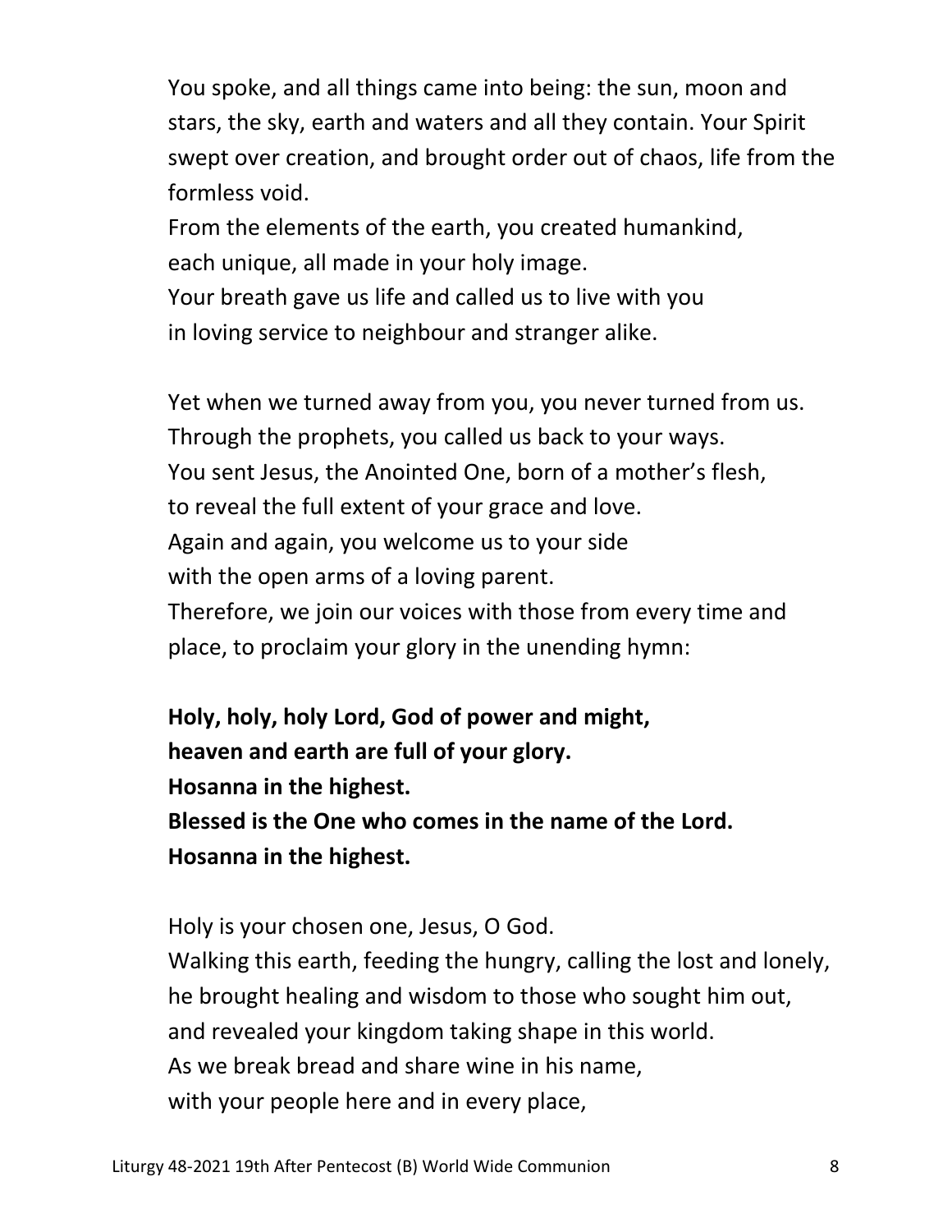You spoke, and all things came into being: the sun, moon and stars, the sky, earth and waters and all they contain. Your Spirit swept over creation, and brought order out of chaos, life from the formless void.
From the elements of the earth, you created humankind,
each unique, all made in your holy image.
Your breath gave us life and called us to live with you
in loving service to neighbour and stranger alike.

Yet when we turned away from you, you never turned from us.
Through the prophets, you called us back to your ways.
You sent Jesus, the Anointed One, born of a mother's flesh,
to reveal the full extent of your grace and love.
Again and again, you welcome us to your side
with the open arms of a loving parent.
Therefore, we join our voices with those from every time and place, to proclaim your glory in the unending hymn:

**Holy, holy, holy Lord, God of power and might,**
**heaven and earth are full of your glory.**
**Hosanna in the highest.**
**Blessed is the One who comes in the name of the Lord.**
**Hosanna in the highest.**

Holy is your chosen one, Jesus, O God.
Walking this earth, feeding the hungry, calling the lost and lonely,
he brought healing and wisdom to those who sought him out,
and revealed your kingdom taking shape in this world.
As we break bread and share wine in his name,
with your people here and in every place,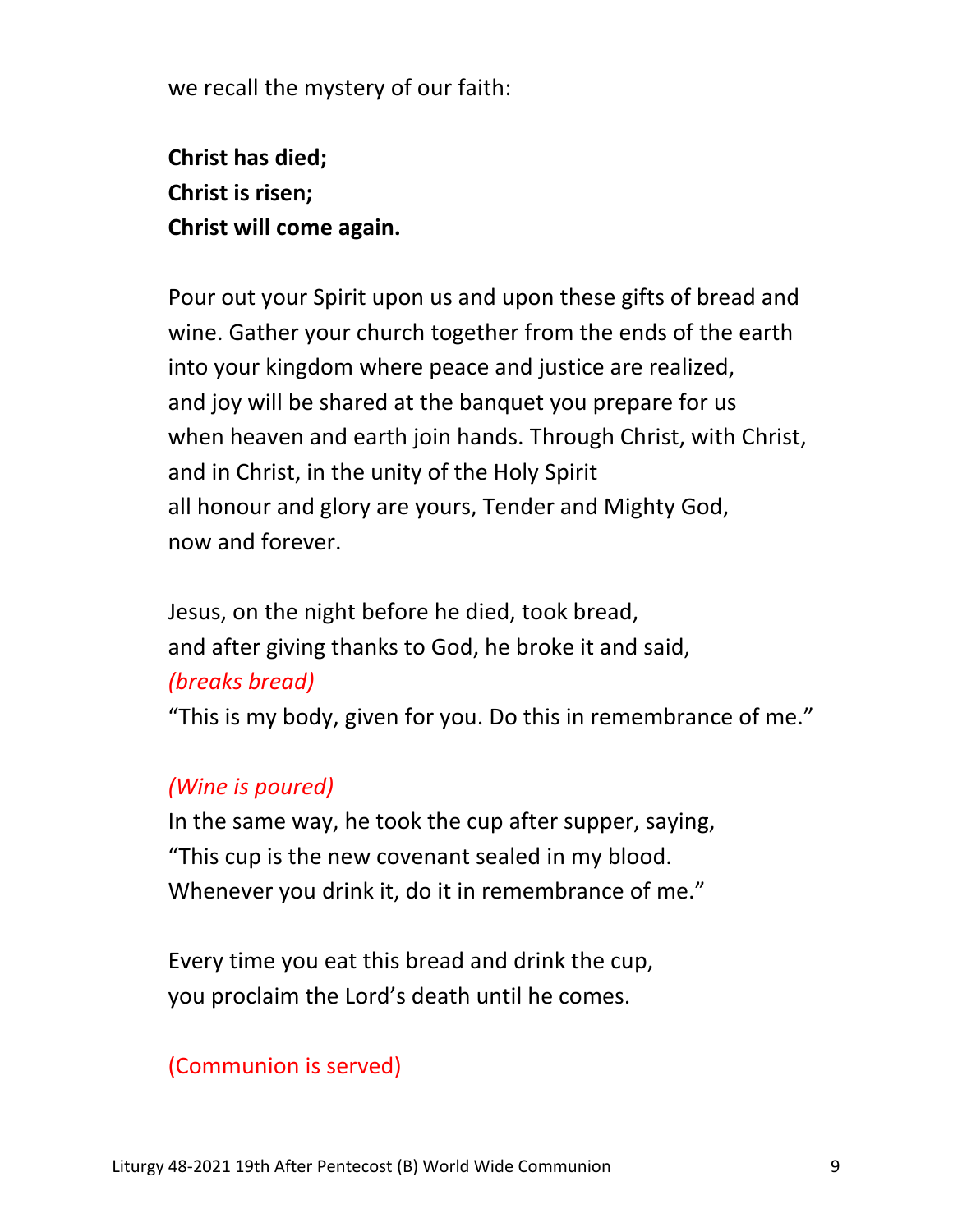we recall the mystery of our faith:

**Christ has died;**
**Christ is risen;**
**Christ will come again.**

Pour out your Spirit upon us and upon these gifts of bread and wine. Gather your church together from the ends of the earth into your kingdom where peace and justice are realized, and joy will be shared at the banquet you prepare for us when heaven and earth join hands. Through Christ, with Christ, and in Christ, in the unity of the Holy Spirit all honour and glory are yours, Tender and Mighty God, now and forever.

Jesus, on the night before he died, took bread,
and after giving thanks to God, he broke it and said,
*(breaks bread)*
"This is my body, given for you. Do this in remembrance of me."

*(Wine is poured)*
In the same way, he took the cup after supper, saying,
"This cup is the new covenant sealed in my blood.
Whenever you drink it, do it in remembrance of me."

Every time you eat this bread and drink the cup,
you proclaim the Lord's death until he comes.

(Communion is served)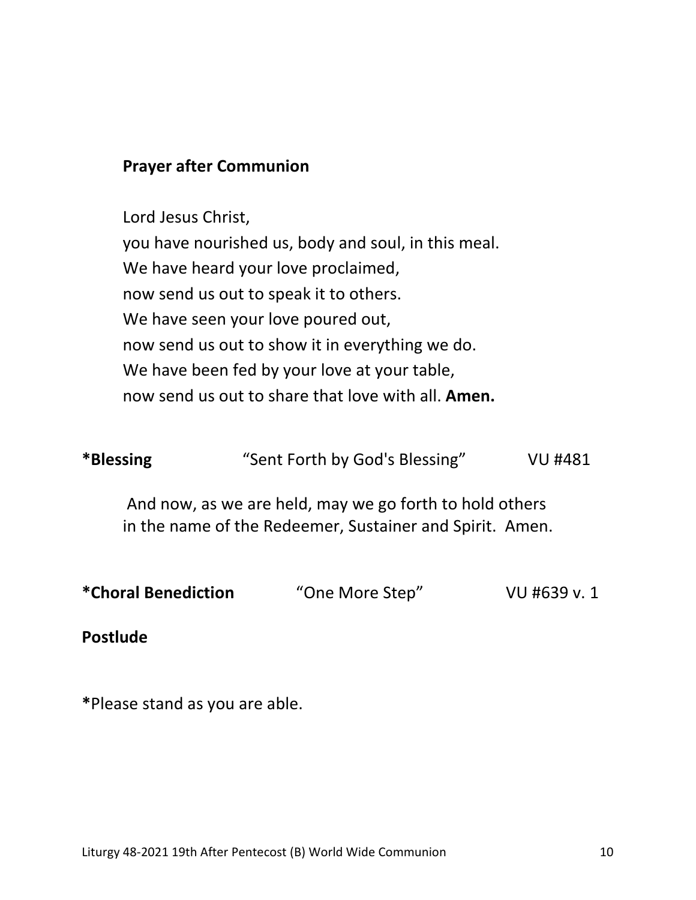**Prayer after Communion**

Lord Jesus Christ,
you have nourished us, body and soul, in this meal.
We have heard your love proclaimed,
now send us out to speak it to others.
We have seen your love poured out,
now send us out to show it in everything we do.
We have been fed by your love at your table,
now send us out to share that love with all. **Amen.**

**\*Blessing** "Sent Forth by God's Blessing" VU #481

And now, as we are held, may we go forth to hold others
in the name of the Redeemer, Sustainer and Spirit. Amen.

**\*Choral Benediction** "One More Step" VU #639 v. 1

**Postlude**

**\***Please stand as you are able.